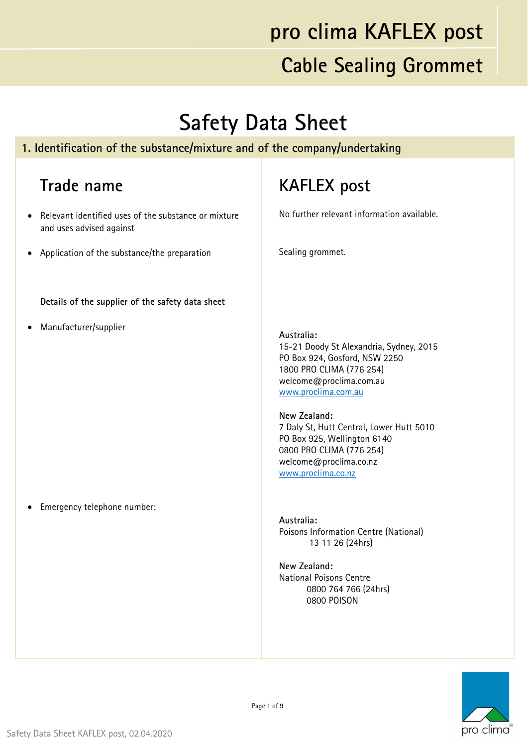# pro clima KAFLEX post

## Cable Sealing Grommet

# Safety Data Sheet

## 1. Identification of the substance/mixture and of the company/undertaking

| Trade name | KAFLEX post |
| --- | --- |
| • Relevant identified uses of the substance or mixture and uses advised against | No further relevant information available. |
| • Application of the substance/the preparation | Sealing grommet. |
| **Details of the supplier of the safety data sheet** | |
| • Manufacturer/supplier | **Australia:**<br>15-21 Doody St Alexandria, Sydney, 2015<br>PO Box 924, Gosford, NSW 2250<br>1800 PRO CLIMA (776 254)<br>welcome@proclima.com.au<br>www.proclima.com.au<br><br>**New Zealand:**<br>7 Daly St, Hutt Central, Lower Hutt 5010<br>PO Box 925, Wellington 6140<br>0800 PRO CLIMA (776 254)<br>welcome@proclima.co.nz<br>www.proclima.co.nz |
| • Emergency telephone number: | **Australia:**<br>Poisons Information Centre (National)<br>13 11 26 (24hrs)<br><br>**New Zealand:**<br>National Poisons Centre<br>0800 764 766 (24hrs)<br>0800 POISON |

Safety Data Sheet KAFLEX post, 02.04.2020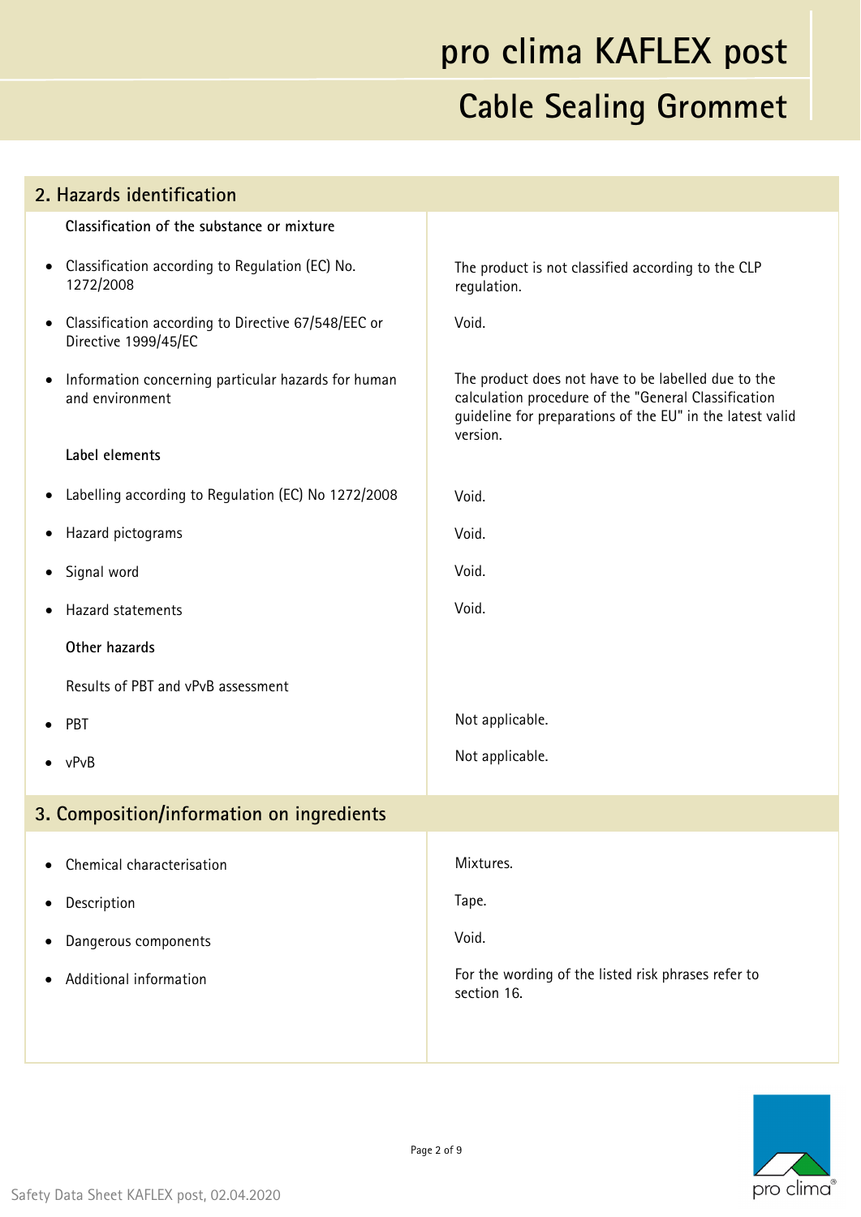## 2. Hazards identification

| | |
|---|---|
| **Classification of the substance or mixture** | |
| • Classification according to Regulation (EC) No. 1272/2008 | The product is not classified according to the CLP regulation. |
| • Classification according to Directive 67/548/EEC or Directive 1999/45/EC | Void. |
| • Information concerning particular hazards for human and environment | The product does not have to be labelled due to the calculation procedure of the "General Classification guideline for preparations of the EU" in the latest valid version. |
| **Label elements** | |
| • Labelling according to Regulation (EC) No 1272/2008 | Void. |
| • Hazard pictograms | Void. |
| • Signal word | Void. |
| • Hazard statements | Void. |
| **Other hazards** | |
| Results of PBT and vPvB assessment | |
| • PBT | Not applicable. |
| • vPvB | Not applicable. |

## 3. Composition/information on ingredients

| | |
|---|---|
| • Chemical characterisation | Mixtures. |
| • Description | Tape. |
| • Dangerous components | Void. |
| • Additional information | For the wording of the listed risk phrases refer to section 16. |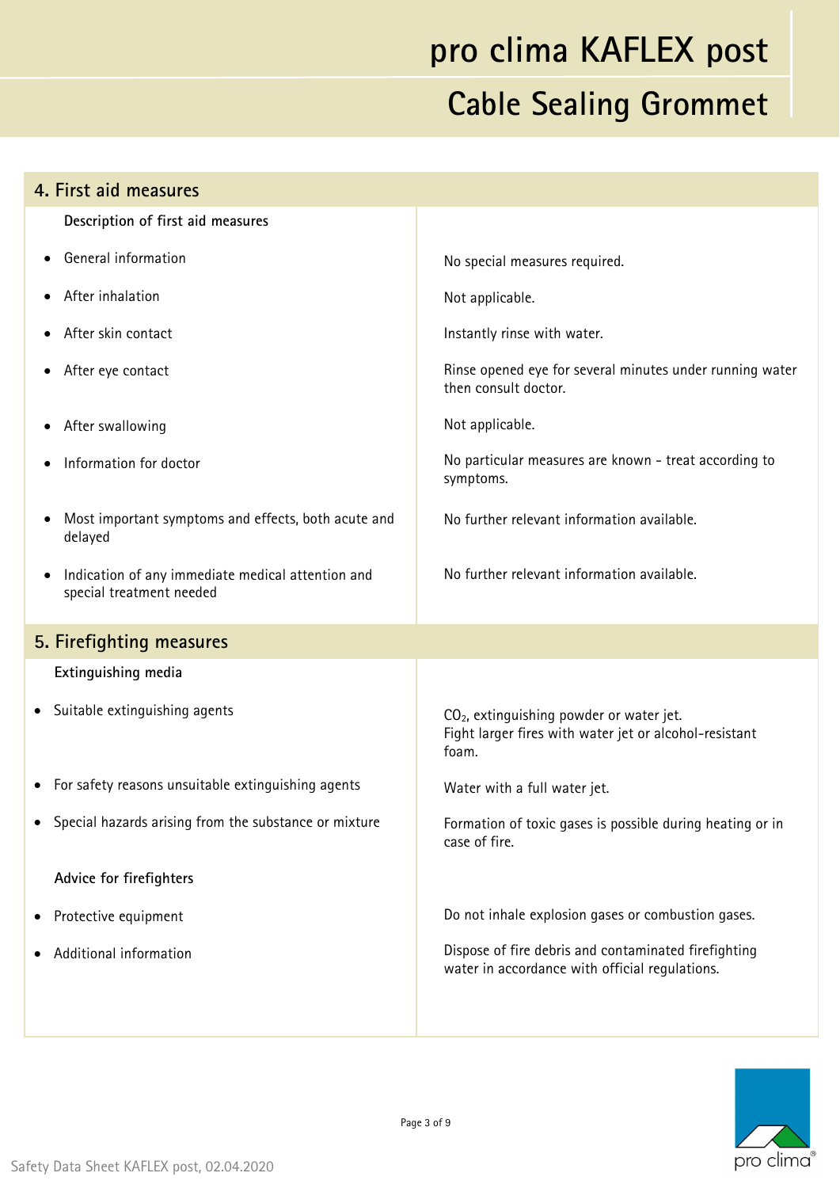## 4. First aid measures

| **Description of first aid measures** | |
|---|---|
| • General information | No special measures required. |
| • After inhalation | Not applicable. |
| • After skin contact | Instantly rinse with water. |
| • After eye contact | Rinse opened eye for several minutes under running water then consult doctor. |
| • After swallowing | Not applicable. |
| • Information for doctor | No particular measures are known - treat according to symptoms. |
| • Most important symptoms and effects, both acute and delayed | No further relevant information available. |
| • Indication of any immediate medical attention and special treatment needed | No further relevant information available. |

## 5. Firefighting measures

| **Extinguishing media** | |
|---|---|
| • Suitable extinguishing agents | $CO_2$, extinguishing powder or water jet. Fight larger fires with water jet or alcohol-resistant foam. |
| • For safety reasons unsuitable extinguishing agents | Water with a full water jet. |
| • Special hazards arising from the substance or mixture | Formation of toxic gases is possible during heating or in case of fire. |
| **Advice for firefighters** | |
| • Protective equipment | Do not inhale explosion gases or combustion gases. |
| • Additional information | Dispose of fire debris and contaminated firefighting water in accordance with official regulations. |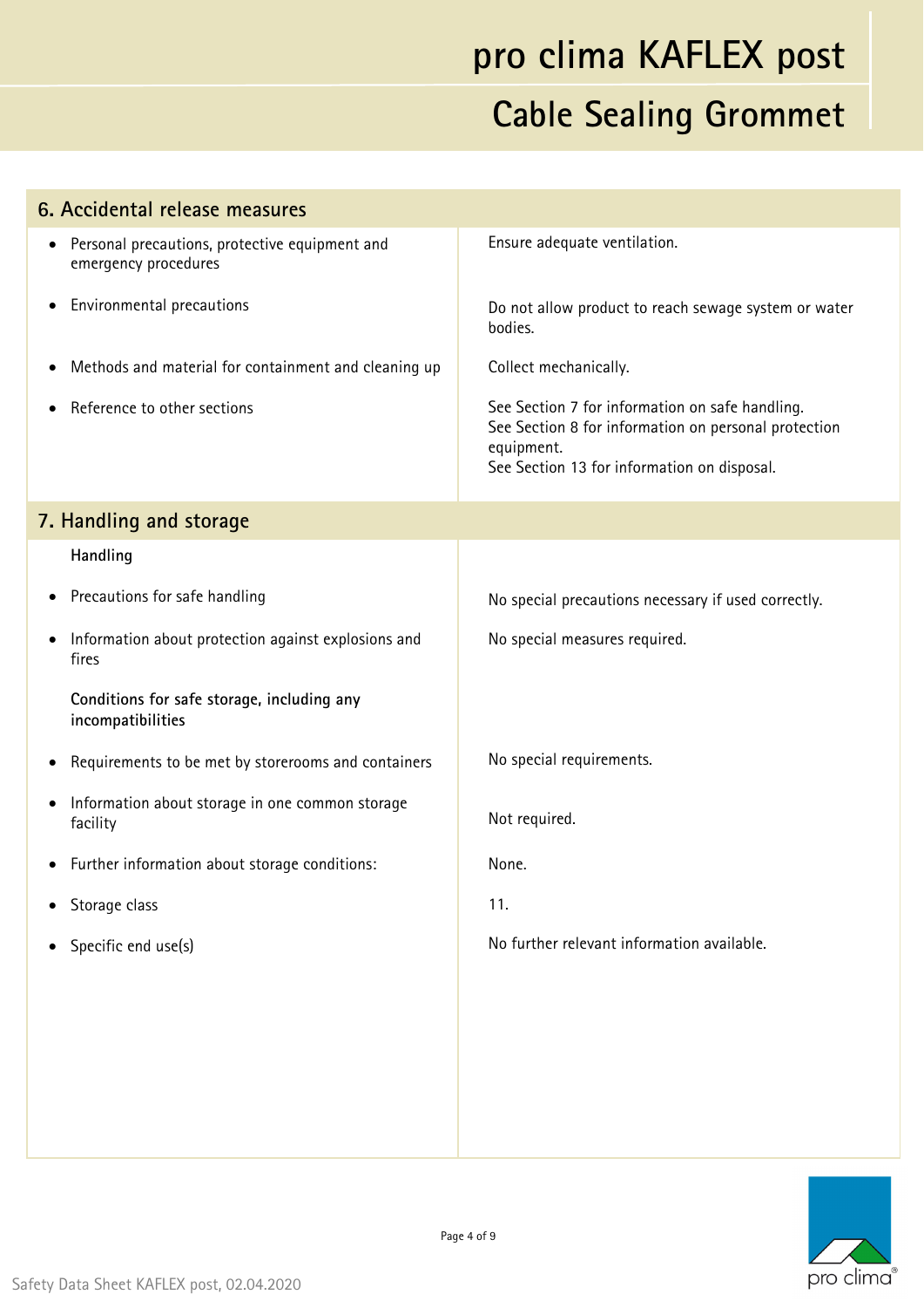## 6. Accidental release measures

| | |
|---|---|
| • Personal precautions, protective equipment and emergency procedures | Ensure adequate ventilation. |
| • Environmental precautions | Do not allow product to reach sewage system or water bodies. |
| • Methods and material for containment and cleaning up | Collect mechanically. |
| • Reference to other sections | See Section 7 for information on safe handling.<br>See Section 8 for information on personal protection equipment.<br>See Section 13 for information on disposal. |

## 7. Handling and storage

| | |
|---|---|
| **Handling** | |
| • Precautions for safe handling | No special precautions necessary if used correctly. |
| • Information about protection against explosions and fires | No special measures required. |
| **Conditions for safe storage, including any incompatibilities** | |
| • Requirements to be met by storerooms and containers | No special requirements. |
| • Information about storage in one common storage facility | Not required. |
| • Further information about storage conditions: | None. |
| • Storage class | 11. |
| • Specific end use(s) | No further relevant information available. |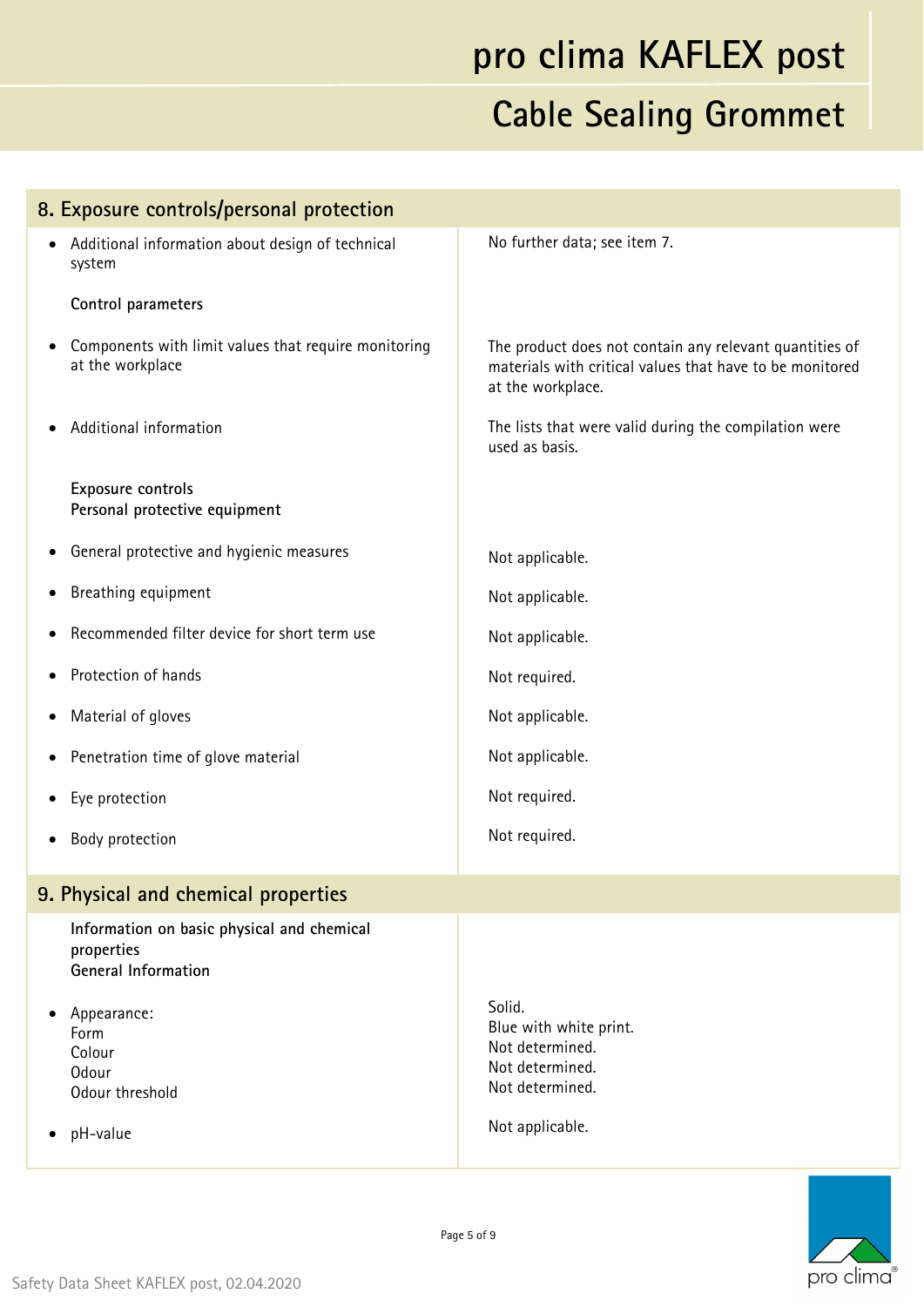## 8. Exposure controls/personal protection

| | |
|---|---|
| • Additional information about design of technical system | No further data; see item 7. |
| **Control parameters** | |
| • Components with limit values that require monitoring at the workplace | The product does not contain any relevant quantities of materials with critical values that have to be monitored at the workplace. |
| • Additional information | The lists that were valid during the compilation were used as basis. |
| **Exposure controls**<br>**Personal protective equipment** | |
| • General protective and hygienic measures | Not applicable. |
| • Breathing equipment | Not applicable. |
| • Recommended filter device for short term use | Not applicable. |
| • Protection of hands | Not required. |
| • Material of gloves | Not applicable. |
| • Penetration time of glove material | Not applicable. |
| • Eye protection | Not required. |
| • Body protection | Not required. |

## 9. Physical and chemical properties

| | |
|---|---|
| **Information on basic physical and chemical properties**<br>**General Information** | |
| • Appearance:<br>Form<br>Colour<br>Odour<br>Odour threshold | Solid.<br>Blue with white print.<br>Not determined.<br>Not determined.<br>Not determined. |
| • pH-value | Not applicable. |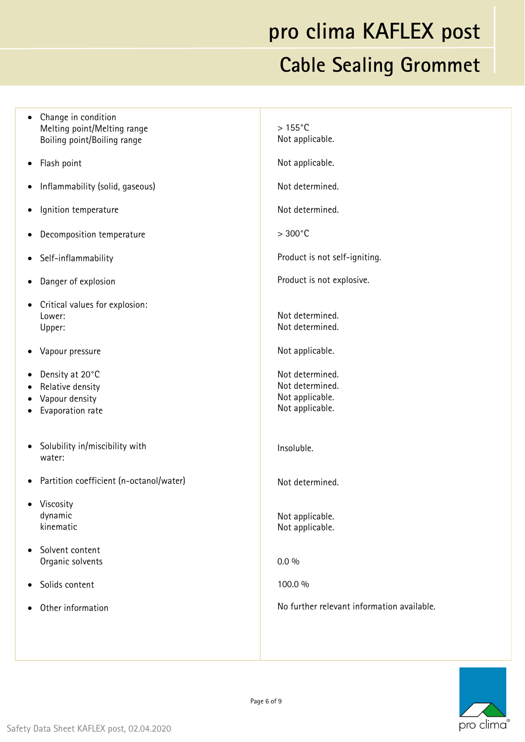| | |
|---|---|
| • Change in condition<br>Melting point/Melting range<br>Boiling point/Boiling range | > 155°C<br>Not applicable. |
| • Flash point | Not applicable. |
| • Inflammability (solid, gaseous) | Not determined. |
| • Ignition temperature | Not determined. |
| • Decomposition temperature | > 300°C |
| • Self-inflammability | Product is not self-igniting. |
| • Danger of explosion | Product is not explosive. |
| • Critical values for explosion:<br>Lower:<br>Upper: | <br>Not determined.<br>Not determined. |
| • Vapour pressure | Not applicable. |
| • Density at 20°C<br>• Relative density<br>• Vapour density<br>• Evaporation rate | Not determined.<br>Not determined.<br>Not applicable.<br>Not applicable. |
| • Solubility in/miscibility with water: | Insoluble. |
| • Partition coefficient (n-octanol/water) | Not determined. |
| • Viscosity<br>dynamic<br>kinematic | <br>Not applicable.<br>Not applicable. |
| • Solvent content<br>Organic solvents | <br>0.0 % |
| • Solids content | 100.0 % |
| • Other information | No further relevant information available. |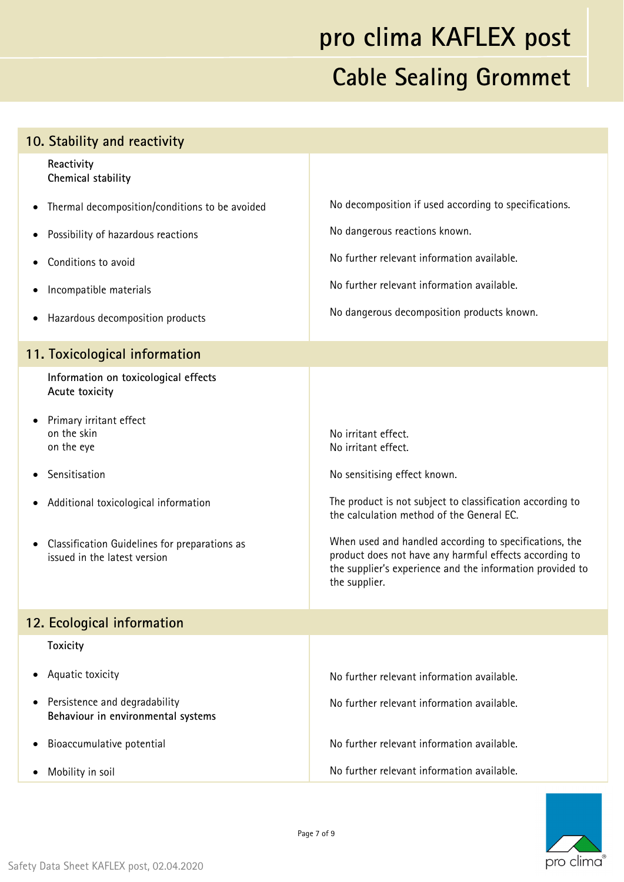## 10. Stability and reactivity

| | |
|---|---|
| **Reactivity** | |
| **Chemical stability** | |
| • Thermal decomposition/conditions to be avoided | No decomposition if used according to specifications. |
| • Possibility of hazardous reactions | No dangerous reactions known. |
| • Conditions to avoid | No further relevant information available. |
| • Incompatible materials | No further relevant information available. |
| • Hazardous decomposition products | No dangerous decomposition products known. |

## 11. Toxicological information

| | |
|---|---|
| **Information on toxicological effects** | |
| **Acute toxicity** | |
| • Primary irritant effect | |
| on the skin | No irritant effect. |
| on the eye | No irritant effect. |
| • Sensitisation | No sensitising effect known. |
| • Additional toxicological information | The product is not subject to classification according to the calculation method of the General EC. |
| • Classification Guidelines for preparations as issued in the latest version | When used and handled according to specifications, the product does not have any harmful effects according to the supplier's experience and the information provided to the supplier. |

## 12. Ecological information

| | |
|---|---|
| **Toxicity** | |
| • Aquatic toxicity | No further relevant information available. |
| • Persistence and degradability | No further relevant information available. |
| **Behaviour in environmental systems** | |
| • Bioaccumulative potential | No further relevant information available. |
| • Mobility in soil | No further relevant information available. |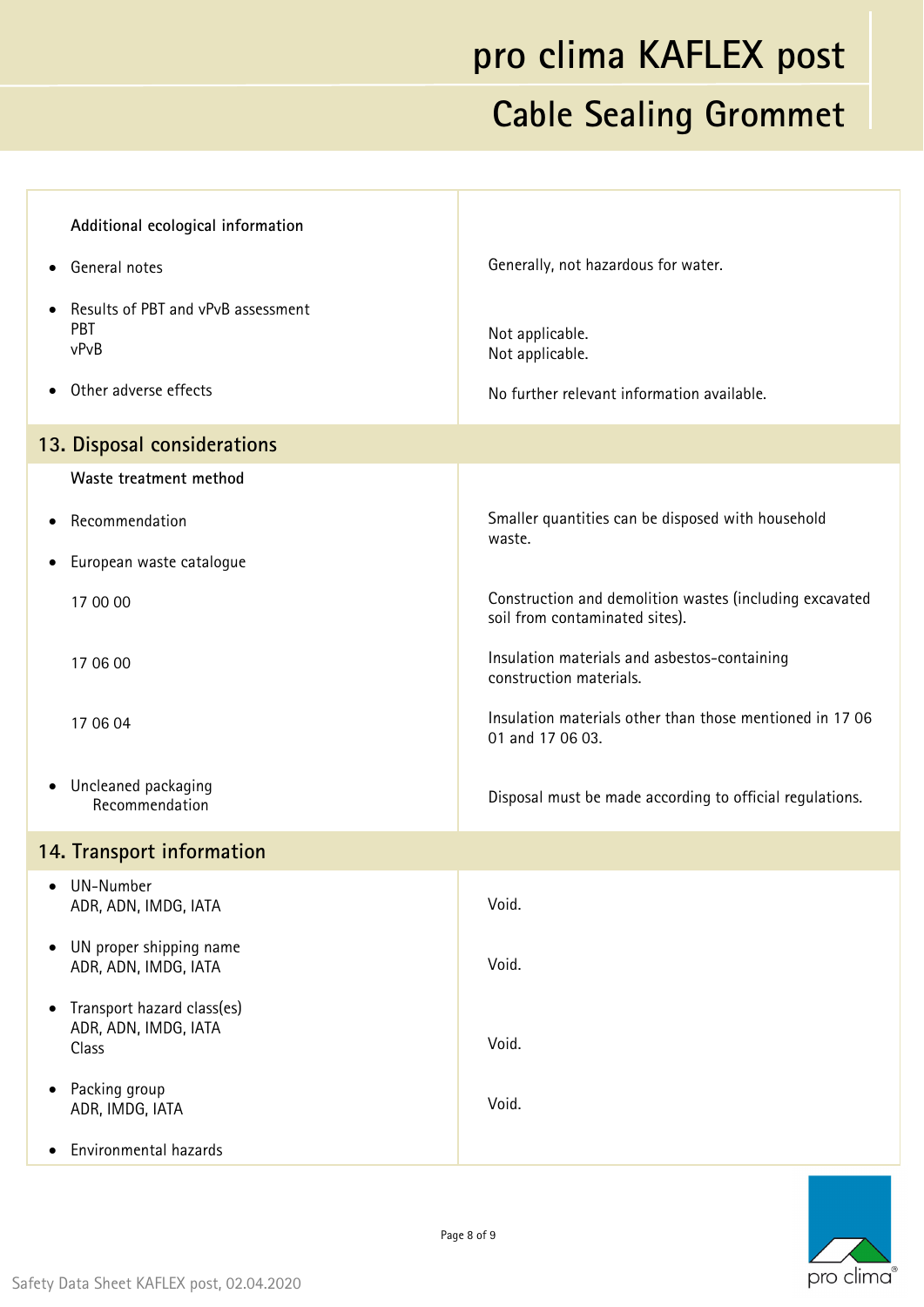| | |
|---|---|
| **Additional ecological information** | |
| • General notes | Generally, not hazardous for water. |
| • Results of PBT and vPvB assessment<br>PBT<br>vPvB | <br>Not applicable.<br>Not applicable. |
| • Other adverse effects | No further relevant information available. |

## 13. Disposal considerations

| | |
|---|---|
| **Waste treatment method** | |
| • Recommendation | Smaller quantities can be disposed with household waste. |
| • European waste catalogue | |
| 17 00 00 | Construction and demolition wastes (including excavated soil from contaminated sites). |
| 17 06 00 | Insulation materials and asbestos-containing construction materials. |
| 17 06 04 | Insulation materials other than those mentioned in 17 06 01 and 17 06 03. |
| • Uncleaned packaging<br>Recommendation | Disposal must be made according to official regulations. |

## 14. Transport information

| | |
|---|---|
| • UN-Number<br>ADR, ADN, IMDG, IATA | Void. |
| • UN proper shipping name<br>ADR, ADN, IMDG, IATA | Void. |
| • Transport hazard class(es)<br>ADR, ADN, IMDG, IATA<br>Class | Void. |
| • Packing group<br>ADR, IMDG, IATA | Void. |
| • Environmental hazards | |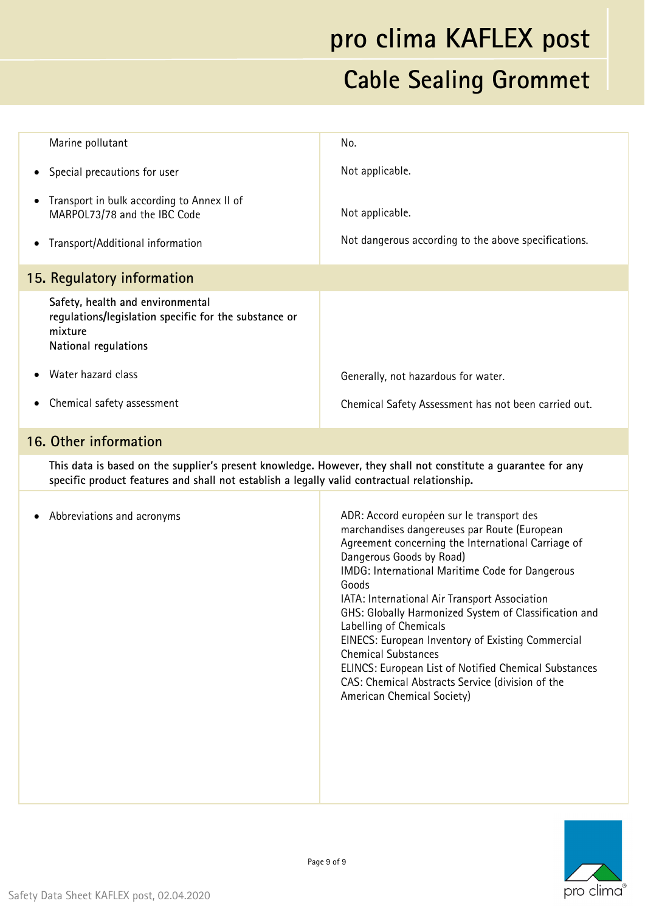| | |
|---|---|
| Marine pollutant | No. |
| • Special precautions for user | Not applicable. |
| • Transport in bulk according to Annex II of MARPOL73/78 and the IBC Code | Not applicable. |
| • Transport/Additional information | Not dangerous according to the above specifications. |

## 15. Regulatory information

| | |
|---|---|
| **Safety, health and environmental regulations/legislation specific for the substance or mixture** **National regulations** | |
| • Water hazard class | Generally, not hazardous for water. |
| • Chemical safety assessment | Chemical Safety Assessment has not been carried out. |

## 16. Other information

**This data is based on the supplier's present knowledge. However, they shall not constitute a guarantee for any specific product features and shall not establish a legally valid contractual relationship.**

| | |
|---|---|
| • Abbreviations and acronyms | ADR: Accord européen sur le transport des marchandises dangereuses par Route (European Agreement concerning the International Carriage of Dangerous Goods by Road)<br>IMDG: International Maritime Code for Dangerous Goods<br>IATA: International Air Transport Association<br>GHS: Globally Harmonized System of Classification and Labelling of Chemicals<br>EINECS: European Inventory of Existing Commercial Chemical Substances<br>ELINCS: European List of Notified Chemical Substances<br>CAS: Chemical Abstracts Service (division of the American Chemical Society) |